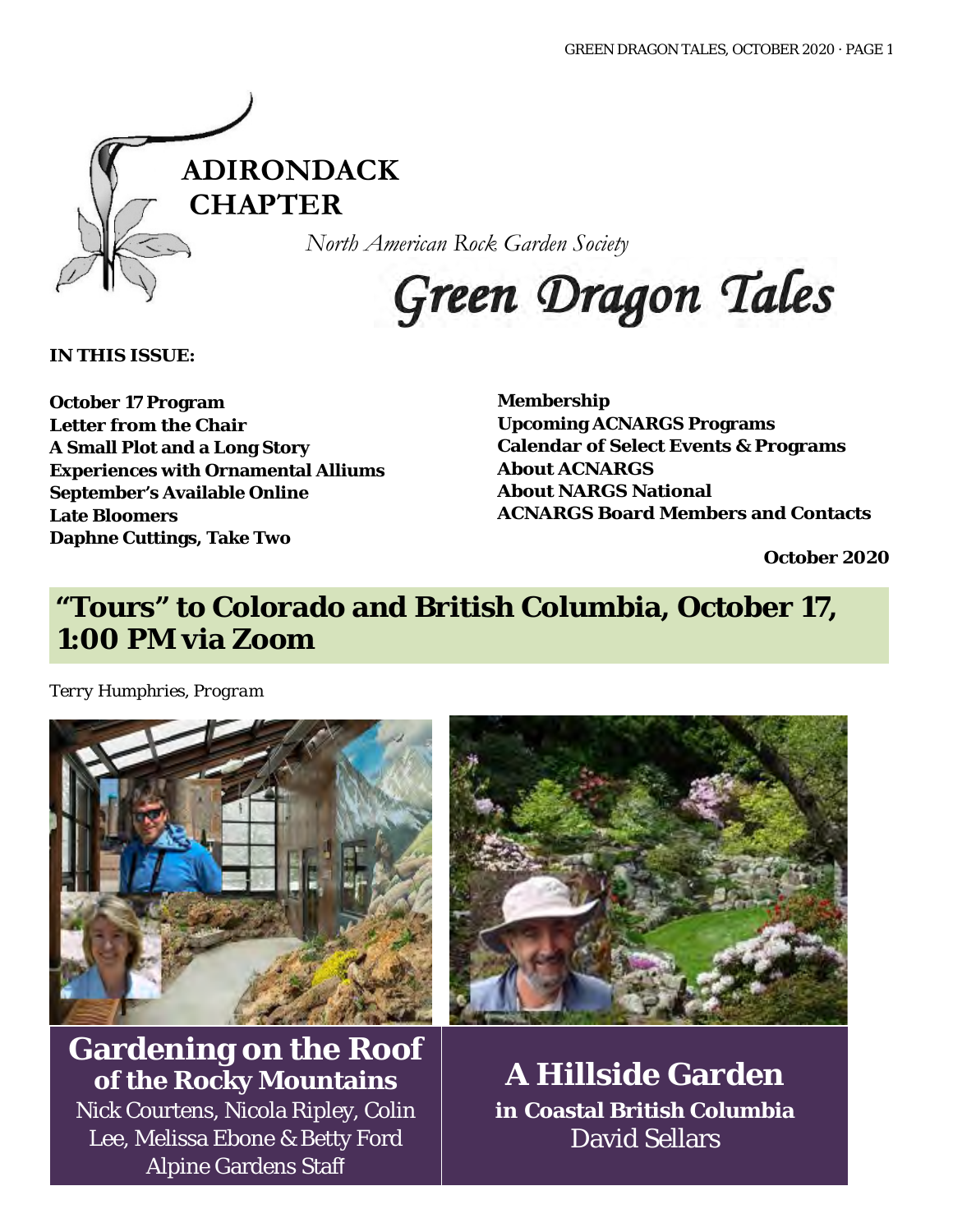ADIRONDACK CHAPTER

*North American Rock Garden Society*

# Green Dragon Tales

**IN THIS ISSUE:**

**October 17 Program**
**Letter from the Chair**
**A Small Plot and a Long Story**
**Experiences with Ornamental Alliums**
**September's Available Online**
**Late Bloomers**
**Daphne Cuttings, Take Two**
**Membership**
**Upcoming ACNARGS Programs**
**Calendar of Select Events & Programs**
**About ACNARGS**
**About NARGS National**
**ACNARGS Board Members and Contacts**

**October 2020**

## "Tours" to Colorado and British Columbia, October 17, 1:00 PM via Zoom

*Terry Humphries, Program*

**Gardening on the Roof of the Rocky Mountains**
Nick Courtens, Nicola Ripley, Colin Lee, Melissa Ebone & Betty Ford Alpine Gardens Staff

**A Hillside Garden in Coastal British Columbia**
David Sellars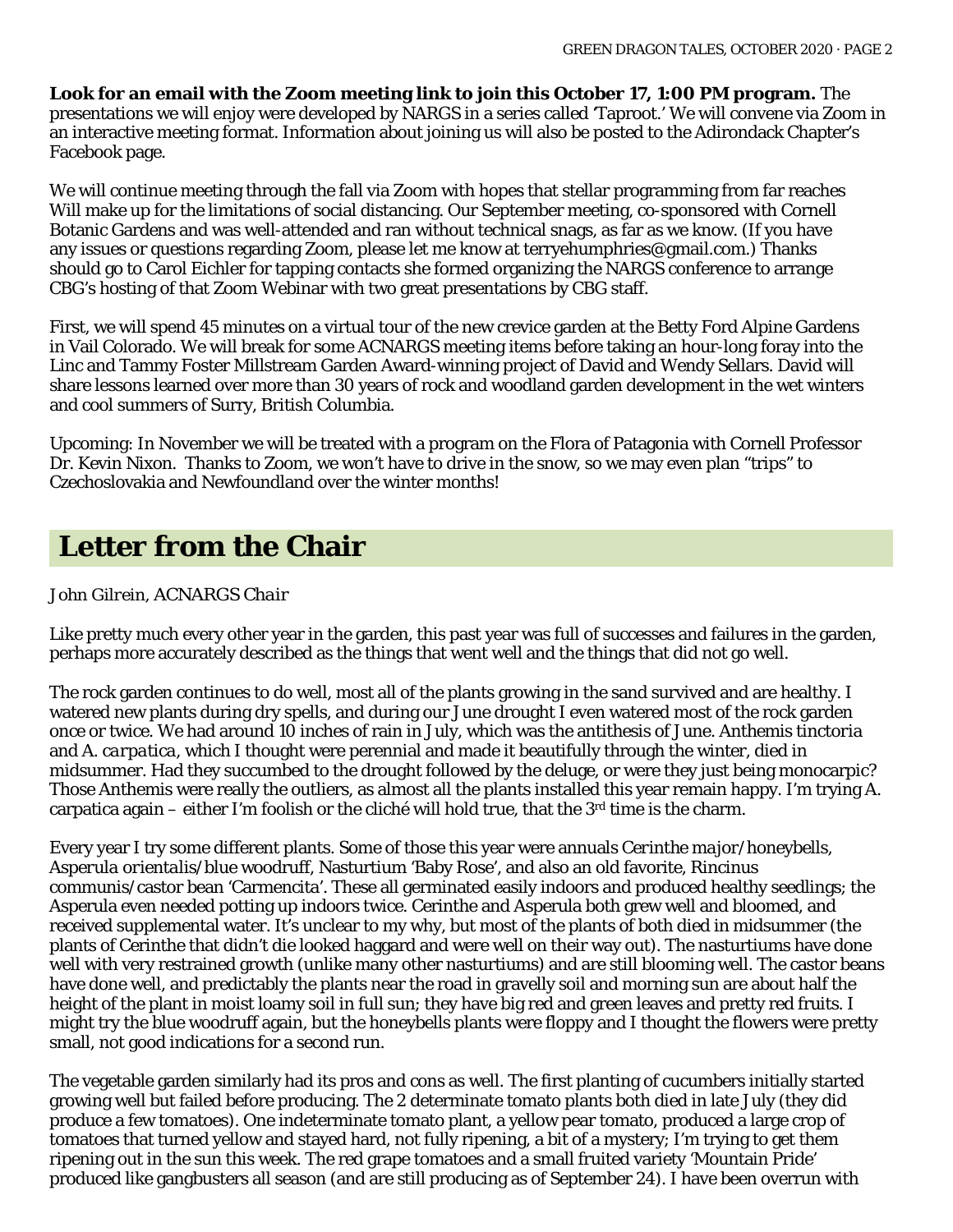**Look for an email with the Zoom meeting link to join this October 17, 1:00 PM program.** The presentations we will enjoy were developed by NARGS in a series called 'Taproot.' We will convene via Zoom in an interactive meeting format. Information about joining us will also be posted to the Adirondack Chapter's Facebook page.

We will continue meeting through the fall via Zoom with hopes that stellar programming from far reaches Will make up for the limitations of social distancing. Our September meeting, co-sponsored with Cornell Botanic Gardens and was well-attended and ran without technical snags, as far as we know. (If you have any issues or questions regarding Zoom, please let me know at terryehumphries@gmail.com.) Thanks should go to Carol Eichler for tapping contacts she formed organizing the NARGS conference to arrange CBG's hosting of that Zoom Webinar with two great presentations by CBG staff.

First, we will spend 45 minutes on a virtual tour of the new crevice garden at the Betty Ford Alpine Gardens in Vail Colorado. We will break for some ACNARGS meeting items before taking an hour-long foray into the Linc and Tammy Foster Millstream Garden Award-winning project of David and Wendy Sellars. David will share lessons learned over more than 30 years of rock and woodland garden development in the wet winters and cool summers of Surry, British Columbia.

Upcoming: In November we will be treated with a program on the Flora of Patagonia with Cornell Professor Dr. Kevin Nixon. Thanks to Zoom, we won't have to drive in the snow, so we may even plan "trips" to Czechoslovakia and Newfoundland over the winter months!

## Letter from the Chair

*John Gilrein, ACNARGS Chair*

Like pretty much every other year in the garden, this past year was full of successes and failures in the garden, perhaps more accurately described as the things that went well and the things that did not go well.

The rock garden continues to do well, most all of the plants growing in the sand survived and are healthy. I watered new plants during dry spells, and during our June drought I even watered most of the rock garden once or twice. We had around 10 inches of rain in July, which was the antithesis of June. *Anthemis tinctoria* and *A. carpatica*, which I thought were perennial and made it beautifully through the winter, died in midsummer. Had they succumbed to the drought followed by the deluge, or were they just being monocarpic? Those Anthemis were really the outliers, as almost all the plants installed this year remain happy. I'm trying A. carpatica again – either I'm foolish or the cliché will hold true, that the 3rd time is the charm.

Every year I try some different plants. Some of those this year were annuals *Cerinthe major*/honeybells, *Asperula orientalis*/blue woodruff, Nasturtium 'Baby Rose', and also an old favorite, Rincinus communis/castor bean 'Carmencita'. These all germinated easily indoors and produced healthy seedlings; the Asperula even needed potting up indoors twice. Cerinthe and Asperula both grew well and bloomed, and received supplemental water. It's unclear to my why, but most of the plants of both died in midsummer (the plants of Cerinthe that didn't die looked haggard and were well on their way out). The nasturtiums have done well with very restrained growth (unlike many other nasturtiums) and are still blooming well. The castor beans have done well, and predictably the plants near the road in gravelly soil and morning sun are about half the height of the plant in moist loamy soil in full sun; they have big red and green leaves and pretty red fruits. I might try the blue woodruff again, but the honeybells plants were floppy and I thought the flowers were pretty small, not good indications for a second run.

The vegetable garden similarly had its pros and cons as well. The first planting of cucumbers initially started growing well but failed before producing. The 2 determinate tomato plants both died in late July (they did produce a few tomatoes). One indeterminate tomato plant, a yellow pear tomato, produced a large crop of tomatoes that turned yellow and stayed hard, not fully ripening, a bit of a mystery; I'm trying to get them ripening out in the sun this week. The red grape tomatoes and a small fruited variety 'Mountain Pride' produced like gangbusters all season (and are still producing as of September 24). I have been overrun with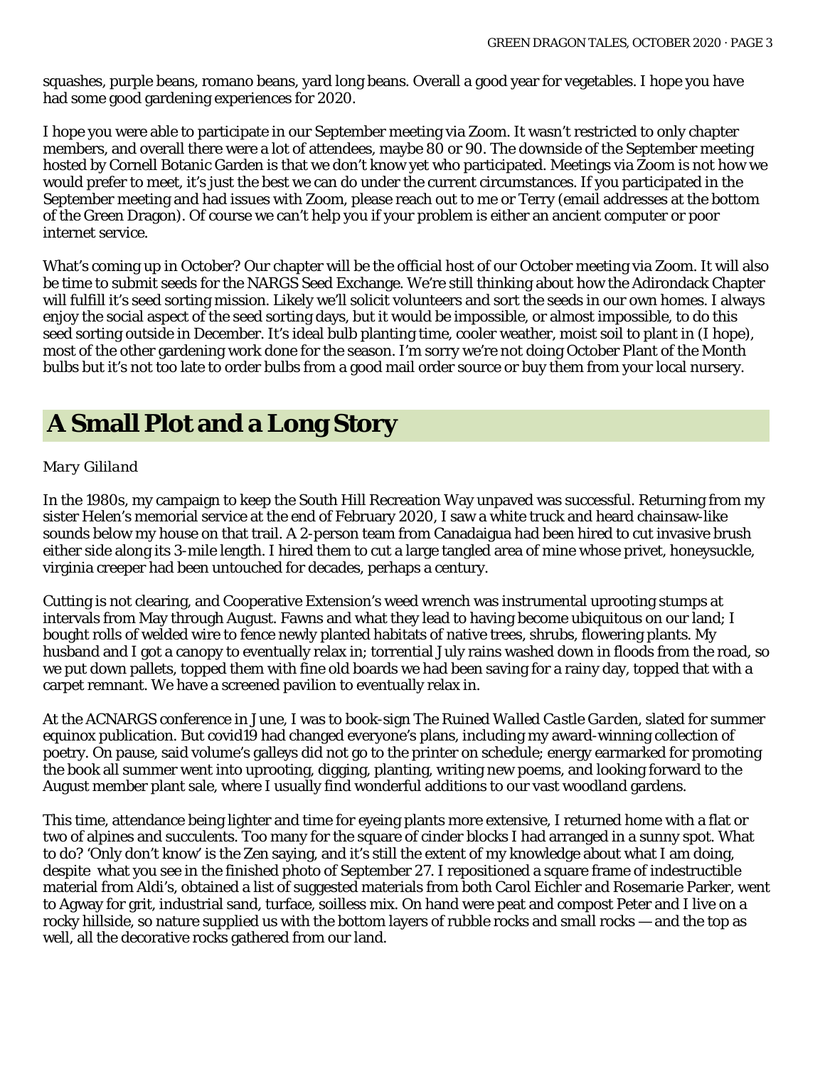squashes, purple beans, romano beans, yard long beans. Overall a good year for vegetables. I hope you have had some good gardening experiences for 2020.

I hope you were able to participate in our September meeting via Zoom. It wasn't restricted to only chapter members, and overall there were a lot of attendees, maybe 80 or 90. The downside of the September meeting hosted by Cornell Botanic Garden is that we don't know yet who participated. Meetings via Zoom is not how we would prefer to meet, it's just the best we can do under the current circumstances. If you participated in the September meeting and had issues with Zoom, please reach out to me or Terry (email addresses at the bottom of the Green Dragon). Of course we can't help you if your problem is either an ancient computer or poor internet service.

What's coming up in October? Our chapter will be the official host of our October meeting via Zoom. It will also be time to submit seeds for the NARGS Seed Exchange. We're still thinking about how the Adirondack Chapter will fulfill it's seed sorting mission. Likely we'll solicit volunteers and sort the seeds in our own homes. I always enjoy the social aspect of the seed sorting days, but it would be impossible, or almost impossible, to do this seed sorting outside in December. It's ideal bulb planting time, cooler weather, moist soil to plant in (I hope), most of the other gardening work done for the season. I'm sorry we're not doing October Plant of the Month bulbs but it's not too late to order bulbs from a good mail order source or buy them from your local nursery.

## A Small Plot and a Long Story

*Mary Gililand*

In the 1980s, my campaign to keep the South Hill Recreation Way unpaved was successful. Returning from my sister Helen's memorial service at the end of February 2020, I saw a white truck and heard chainsaw-like sounds below my house on that trail. A 2-person team from Canadaigua had been hired to cut invasive brush either side along its 3-mile length. I hired them to cut a large tangled area of mine whose privet, honeysuckle, virginia creeper had been untouched for decades, perhaps a century.

Cutting is not clearing, and Cooperative Extension's weed wrench was instrumental uprooting stumps at intervals from May through August. Fawns and what they lead to having become ubiquitous on our land; I bought rolls of welded wire to fence newly planted habitats of native trees, shrubs, flowering plants. My husband and I got a canopy to eventually relax in; torrential July rains washed down in floods from the road, so we put down pallets, topped them with fine old boards we had been saving for a rainy day, topped that with a carpet remnant. We have a screened pavilion to eventually relax in.

At the ACNARGS conference in June, I was to book-sign *The Ruined Walled Castle Garden*, slated for summer equinox publication. But covid19 had changed everyone's plans, including my award-winning collection of poetry. On pause, said volume's galleys did not go to the printer on schedule; energy earmarked for promoting the book all summer went into uprooting, digging, planting, writing new poems, and looking forward to the August member plant sale, where I usually find wonderful additions to our vast woodland gardens.

This time, attendance being lighter and time for eyeing plants more extensive, I returned home with a flat or two of alpines and succulents. Too many for the square of cinder blocks I had arranged in a sunny spot. What to do? 'Only don't know' is the Zen saying, and it's still the extent of my knowledge about what I am doing, despite what you see in the finished photo of September 27. I repositioned a square frame of indestructible material from Aldi's, obtained a list of suggested materials from both Carol Eichler and Rosemarie Parker, went to Agway for grit, industrial sand, turface, soilless mix. On hand were peat and compost Peter and I live on a rocky hillside, so nature supplied us with the bottom layers of rubble rocks and small rocks — and the top as well, all the decorative rocks gathered from our land.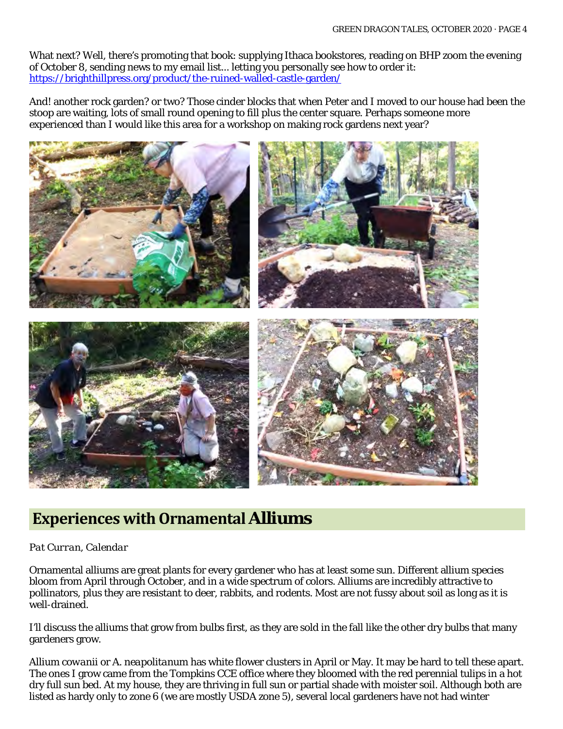What next? Well, there's promoting that book: supplying Ithaca bookstores, reading on BHP zoom the evening of October 8, sending news to my email list... letting you personally see how to order it: https://brighthillpress.org/product/the-ruined-walled-castle-garden/

And! another rock garden? or two? Those cinder blocks that when Peter and I moved to our house had been the stoop are waiting, lots of small round opening to fill plus the center square. Perhaps someone more experienced than I would like this area for a workshop on making rock gardens next year?

## Experiences with Ornamental Alliums

*Pat Curran, Calendar*

Ornamental alliums are great plants for every gardener who has at least some sun. Different allium species bloom from April through October, and in a wide spectrum of colors. Alliums are incredibly attractive to pollinators, plus they are resistant to deer, rabbits, and rodents. Most are not fussy about soil as long as it is well-drained.

I'll discuss the alliums that grow from bulbs first, as they are sold in the fall like the other dry bulbs that many gardeners grow.

*Allium cowanii* or *A. neapolitanum* has white flower clusters in April or May. It may be hard to tell these apart. The ones I grow came from the Tompkins CCE office where they bloomed with the red perennial tulips in a hot dry full sun bed. At my house, they are thriving in full sun or partial shade with moister soil. Although both are listed as hardy only to zone 6 (we are mostly USDA zone 5), several local gardeners have not had winter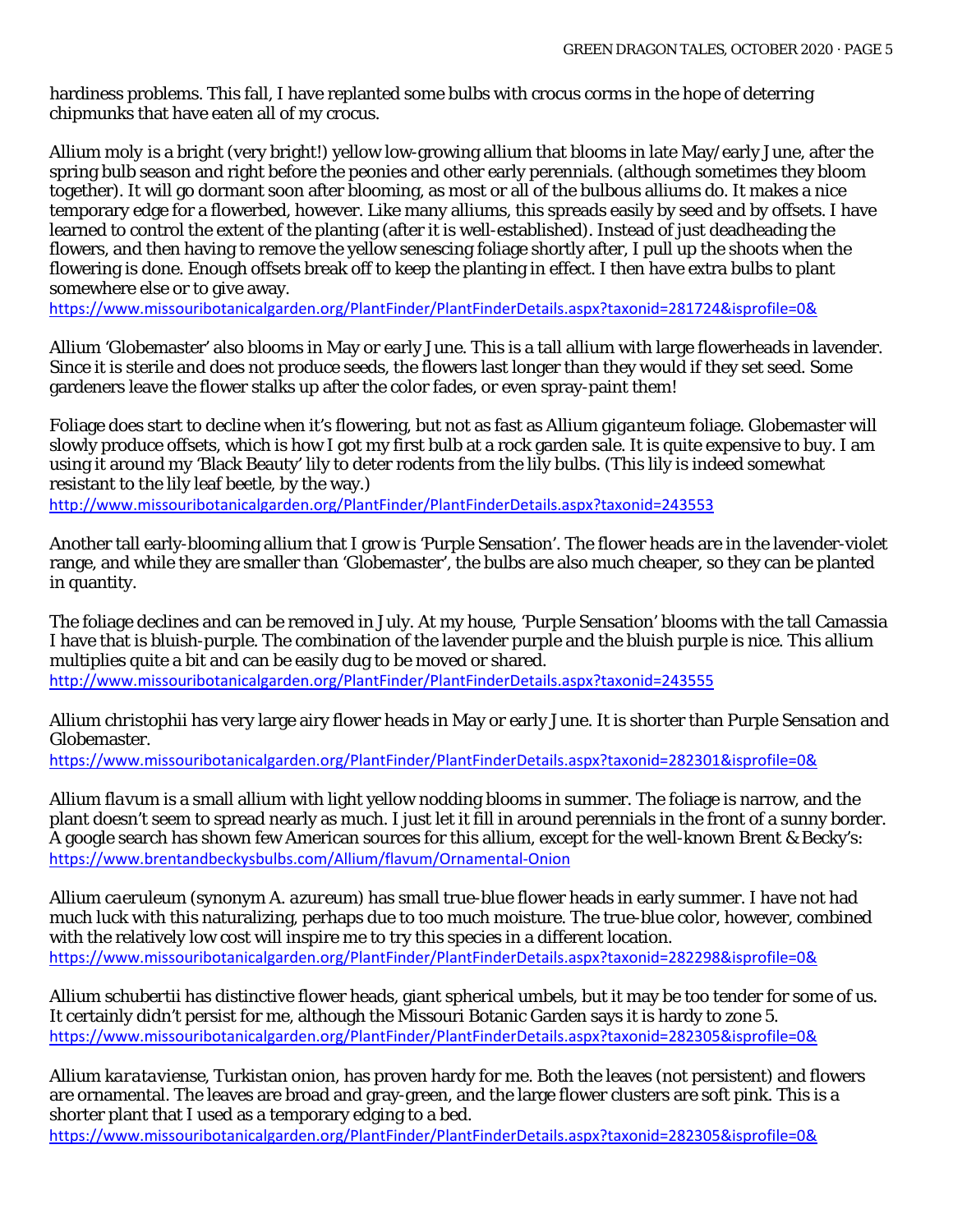hardiness problems. This fall, I have replanted some bulbs with crocus corms in the hope of deterring chipmunks that have eaten all of my crocus.

Allium moly is a bright (very bright!) yellow low-growing allium that blooms in late May/early June, after the spring bulb season and right before the peonies and other early perennials. (although sometimes they bloom together). It will go dormant soon after blooming, as most or all of the bulbous alliums do. It makes a nice temporary edge for a flowerbed, however. Like many alliums, this spreads easily by seed and by offsets. I have learned to control the extent of the planting (after it is well-established). Instead of just deadheading the flowers, and then having to remove the yellow senescing foliage shortly after, I pull up the shoots when the flowering is done. Enough offsets break off to keep the planting in effect. I then have extra bulbs to plant somewhere else or to give away.
https://www.missouribotanicalgarden.org/PlantFinder/PlantFinderDetails.aspx?taxonid=281724&isprofile=0&

Allium 'Globemaster' also blooms in May or early June. This is a tall allium with large flowerheads in lavender. Since it is sterile and does not produce seeds, the flowers last longer than they would if they set seed. Some gardeners leave the flower stalks up after the color fades, or even spray-paint them!

Foliage does start to decline when it's flowering, but not as fast as Allium *giganteum* foliage. Globemaster will slowly produce offsets, which is how I got my first bulb at a rock garden sale. It is quite expensive to buy. I am using it around my 'Black Beauty' lily to deter rodents from the lily bulbs. (This lily is indeed somewhat resistant to the lily leaf beetle, by the way.)
http://www.missouribotanicalgarden.org/PlantFinder/PlantFinderDetails.aspx?taxonid=243553

Another tall early-blooming allium that I grow is 'Purple Sensation'. The flower heads are in the lavender-violet range, and while they are smaller than 'Globemaster', the bulbs are also much cheaper, so they can be planted in quantity.

The foliage declines and can be removed in July. At my house, 'Purple Sensation' blooms with the tall Camassia I have that is bluish-purple. The combination of the lavender purple and the bluish purple is nice. This allium multiplies quite a bit and can be easily dug to be moved or shared.
http://www.missouribotanicalgarden.org/PlantFinder/PlantFinderDetails.aspx?taxonid=243555

Allium christophii has very large airy flower heads in May or early June. It is shorter than Purple Sensation and Globemaster.
https://www.missouribotanicalgarden.org/PlantFinder/PlantFinderDetails.aspx?taxonid=282301&isprofile=0&

Allium *flavum* is a small allium with light yellow nodding blooms in summer. The foliage is narrow, and the plant doesn't seem to spread nearly as much. I just let it fill in around perennials in the front of a sunny border. A google search has shown few American sources for this allium, except for the well-known Brent & Becky's:
https://www.brentandbeckysbulbs.com/Allium/flavum/Ornamental-Onion

Allium *caeruleum* (synonym *A. azureum*) has small true-blue flower heads in early summer. I have not had much luck with this naturalizing, perhaps due to too much moisture. The true-blue color, however, combined with the relatively low cost will inspire me to try this species in a different location.
https://www.missouribotanicalgarden.org/PlantFinder/PlantFinderDetails.aspx?taxonid=282298&isprofile=0&

Allium schubertii has distinctive flower heads, giant spherical umbels, but it may be too tender for some of us. It certainly didn't persist for me, although the Missouri Botanic Garden says it is hardy to zone 5.
https://www.missouribotanicalgarden.org/PlantFinder/PlantFinderDetails.aspx?taxonid=282305&isprofile=0&

Allium *karataviense*, Turkistan onion, has proven hardy for me. Both the leaves (not persistent) and flowers are ornamental. The leaves are broad and gray-green, and the large flower clusters are soft pink. This is a shorter plant that I used as a temporary edging to a bed.
https://www.missouribotanicalgarden.org/PlantFinder/PlantFinderDetails.aspx?taxonid=282305&isprofile=0&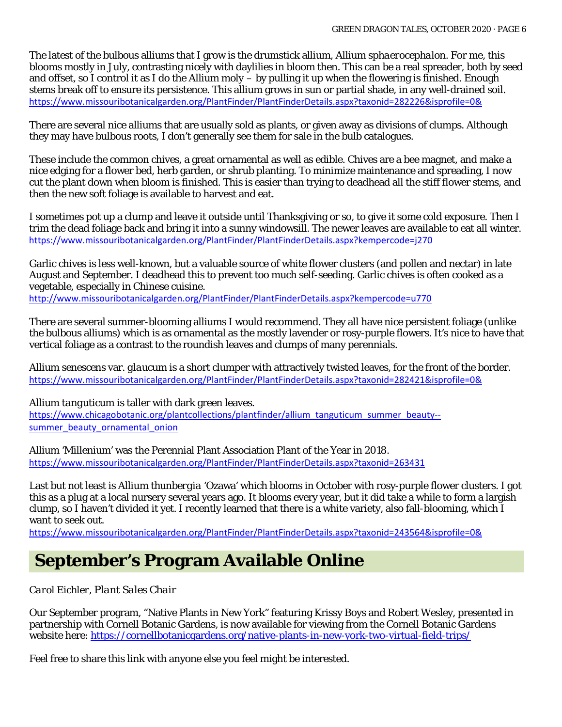The latest of the bulbous alliums that I grow is the drumstick allium, *Allium sphaerocephalon*. For me, this blooms mostly in July, contrasting nicely with daylilies in bloom then. This can be a real spreader, both by seed and offset, so I control it as I do the Allium moly – by pulling it up when the flowering is finished. Enough stems break off to ensure its persistence. This allium grows in sun or partial shade, in any well-drained soil. https://www.missouribotanicalgarden.org/PlantFinder/PlantFinderDetails.aspx?taxonid=282226&isprofile=0&

There are several nice alliums that are usually sold as plants, or given away as divisions of clumps. Although they may have bulbous roots, I don't generally see them for sale in the bulb catalogues.

These include the common chives, a great ornamental as well as edible. Chives are a bee magnet, and make a nice edging for a flower bed, herb garden, or shrub planting. To minimize maintenance and spreading, I now cut the plant down when bloom is finished. This is easier than trying to deadhead all the stiff flower stems, and then the new soft foliage is available to harvest and eat.

I sometimes pot up a clump and leave it outside until Thanksgiving or so, to give it some cold exposure. Then I trim the dead foliage back and bring it into a sunny windowsill. The newer leaves are available to eat all winter. https://www.missouribotanicalgarden.org/PlantFinder/PlantFinderDetails.aspx?kempercode=j270

Garlic chives is less well-known, but a valuable source of white flower clusters (and pollen and nectar) in late August and September. I deadhead this to prevent too much self-seeding. Garlic chives is often cooked as a vegetable, especially in Chinese cuisine.
http://www.missouribotanicalgarden.org/PlantFinder/PlantFinderDetails.aspx?kempercode=u770

There are several summer-blooming alliums I would recommend. They all have nice persistent foliage (unlike the bulbous alliums) which is as ornamental as the mostly lavender or rosy-purple flowers. It's nice to have that vertical foliage as a contrast to the roundish leaves and clumps of many perennials.

*Allium senescens* var. *glaucum* is a short clumper with attractively twisted leaves, for the front of the border. https://www.missouribotanicalgarden.org/PlantFinder/PlantFinderDetails.aspx?taxonid=282421&isprofile=0&

*Allium tanguticum* is taller with dark green leaves.
https://www.chicagobotanic.org/plantcollections/plantfinder/allium_tanguticum_summer_beauty--summer_beauty_ornamental_onion

*Allium* 'Millenium' was the Perennial Plant Association Plant of the Year in 2018.
https://www.missouribotanicalgarden.org/PlantFinder/PlantFinderDetails.aspx?taxonid=263431

Last but not least is *Allium thunbergia* 'Ozawa' which blooms in October with rosy-purple flower clusters. I got this as a plug at a local nursery several years ago. It blooms every year, but it did take a while to form a largish clump, so I haven't divided it yet. I recently learned that there is a white variety, also fall-blooming, which I want to seek out.
https://www.missouribotanicalgarden.org/PlantFinder/PlantFinderDetails.aspx?taxonid=243564&isprofile=0&

## September's Program Available Online

*Carol Eichler, Plant Sales Chair*

Our September program, "Native Plants in New York" featuring Krissy Boys and Robert Wesley, presented in partnership with Cornell Botanic Gardens, is now available for viewing from the Cornell Botanic Gardens website here: https://cornellbotanicgardens.org/native-plants-in-new-york-two-virtual-field-trips/

Feel free to share this link with anyone else you feel might be interested.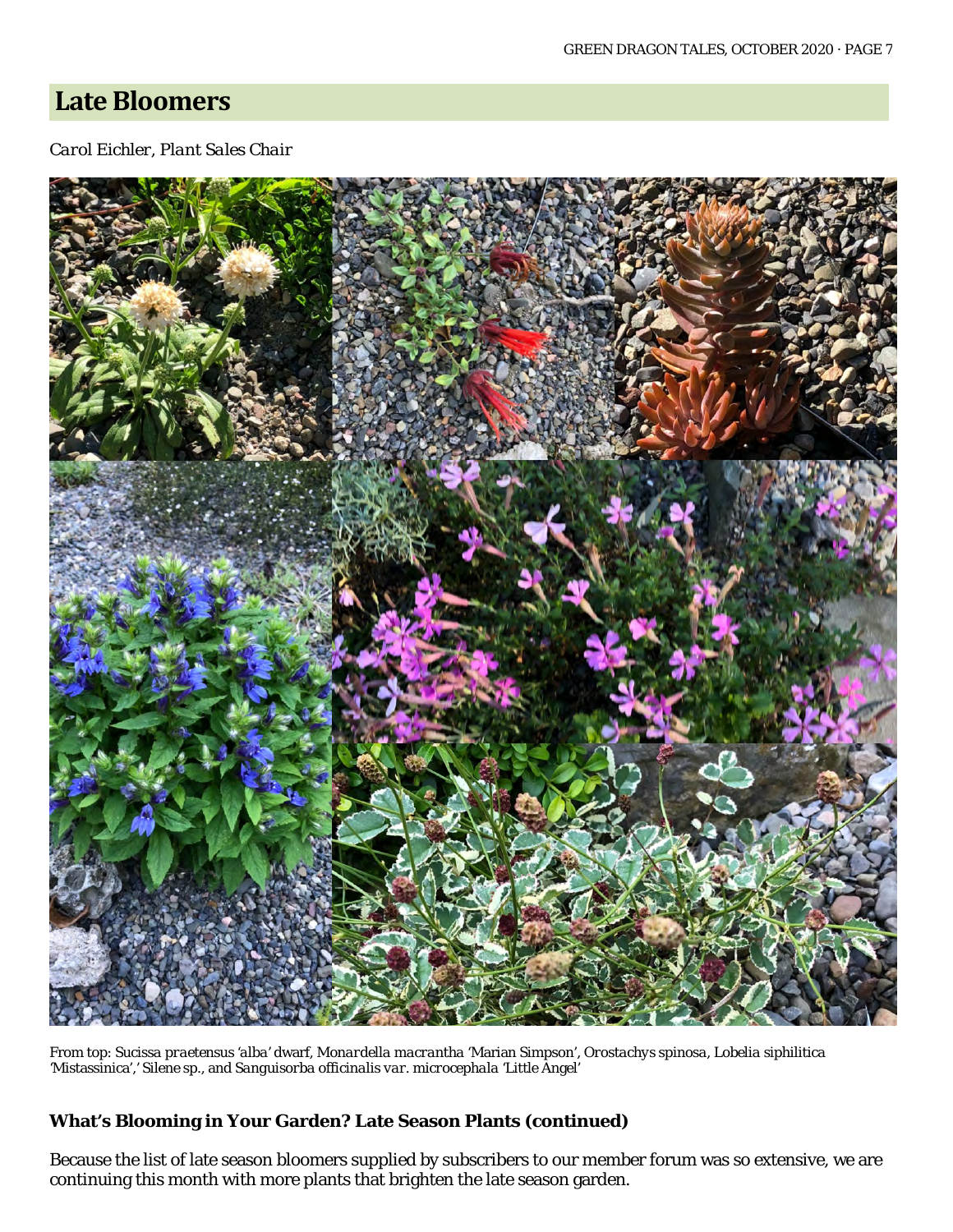## Late Bloomers

*Carol Eichler, Plant Sales Chair*

From top: *Sucissa praetensus 'alba'* dwarf, *Monardella macrantha 'Marian Simpson'*, *Orostachys spinosa*, *Lobelia siphilitica 'Mistassinica',' Silene* sp., and *Sanguisorba officinalis* var. *microcephala 'Little Angel'*

### What's Blooming in Your Garden? Late Season Plants (continued)

Because the list of late season bloomers supplied by subscribers to our member forum was so extensive, we are continuing this month with more plants that brighten the late season garden.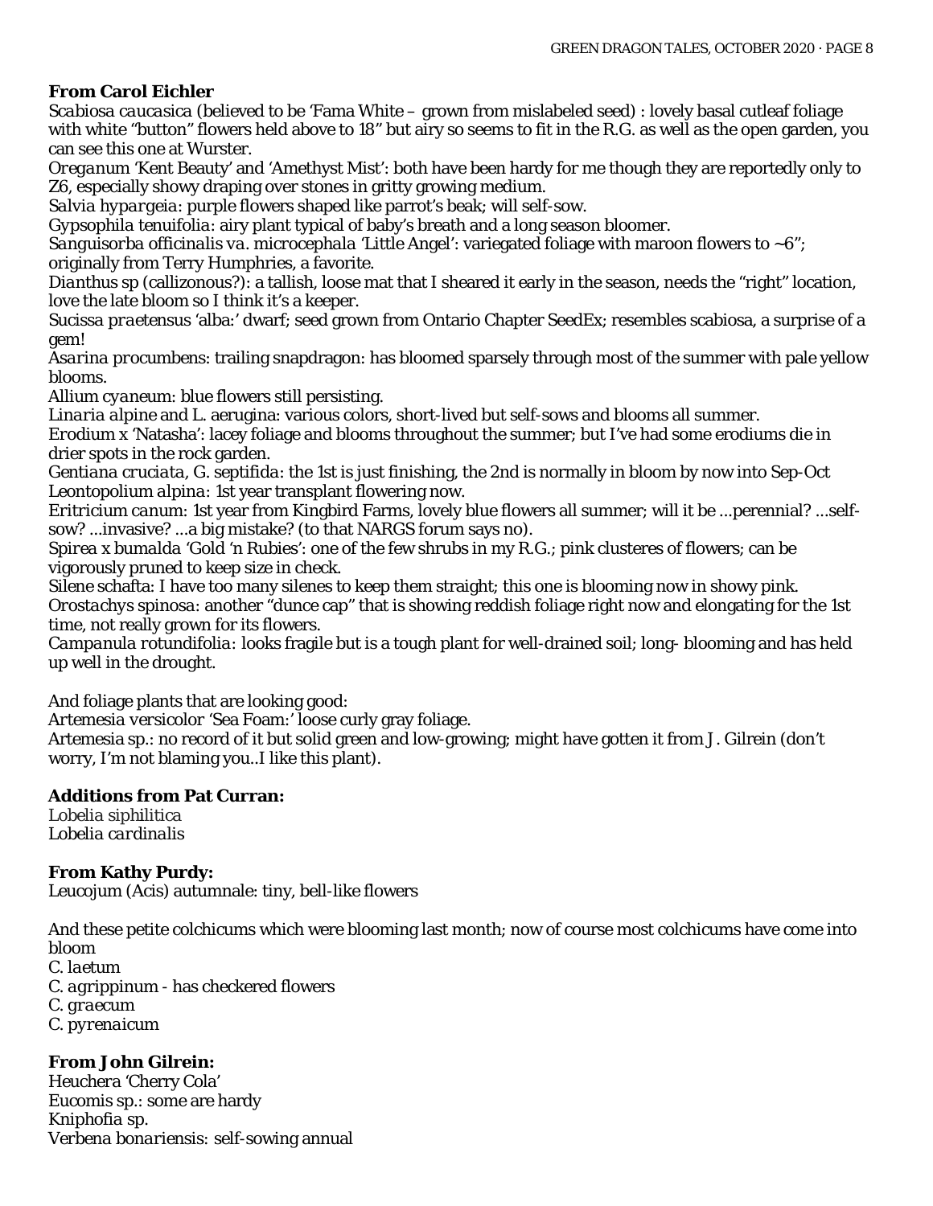**From Carol Eichler**

*Scabiosa caucasica* (believed to be 'Fama White – grown from mislabeled seed) : lovely basal cutleaf foliage with white "button" flowers held above to 18" but airy so seems to fit in the R.G. as well as the open garden, you can see this one at Wurster.

*Oreganum* 'Kent Beauty' and 'Amethyst Mist': both have been hardy for me though they are reportedly only to Z6, especially showy draping over stones in gritty growing medium.

*Salvia hypargeia*: purple flowers shaped like parrot's beak; will self-sow.

*Gypsophila tenuifolia*: airy plant typical of baby's breath and a long season bloomer.

*Sanguisorba officinalis va. microcephala* 'Little Angel': variegated foliage with maroon flowers to ~6"; originally from Terry Humphries, a favorite.

*Dianthus* sp (callizonous?): a tallish, loose mat that I sheared it early in the season, needs the "right" location, love the late bloom so I think it's a keeper.

*Sucissa praetensus* 'alba:' dwarf; seed grown from Ontario Chapter SeedEx; resembles scabiosa, a surprise of a gem!

*Asarina procumbens*: trailing snapdragon: has bloomed sparsely through most of the summer with pale yellow blooms.

*Allium cyaneum*: blue flowers still persisting.

*Linaria alpine* and *L. aerugina*: various colors, short-lived but self-sows and blooms all summer.

*Erodium x* 'Natasha': lacey foliage and blooms throughout the summer; but I've had some erodiums die in drier spots in the rock garden.

*Gentiana cruciata, G. septifida*: the 1st is just finishing, the 2nd is normally in bloom by now into Sep-Oct

*Leontopolium alpina*: 1st year transplant flowering now.

*Eritricium canum*: 1st year from Kingbird Farms, lovely blue flowers all summer; will it be ...perennial? ...self-sow? ...invasive? ...a big mistake? (to that NARGS forum says no).

*Spirea x bumalda* 'Gold 'n Rubies': one of the few shrubs in my R.G.; pink clusteres of flowers; can be vigorously pruned to keep size in check.

*Silene schafta*: I have too many silenes to keep them straight; this one is blooming now in showy pink.

*Orostachys spinosa*: another "dunce cap" that is showing reddish foliage right now and elongating for the 1st time, not really grown for its flowers.

*Campanula rotundifolia*: looks fragile but is a tough plant for well-drained soil; long- blooming and has held up well in the drought.

And foliage plants that are looking good:

*Artemesia versicolor* 'Sea Foam:' loose curly gray foliage.

*Artemesia* sp.: no record of it but solid green and low-growing; might have gotten it from J. Gilrein (don't worry, I'm not blaming you..I like this plant).

**Additions from Pat Curran:**

*Lobelia siphilitica*
*Lobelia cardinalis*

**From Kathy Purdy:**

Leucojum (Acis) autumnale: tiny, bell-like flowers

And these petite colchicums which were blooming last month; now of course most colchicums have come into bloom

*C. laetum*
*C. agrippinum* - has checkered flowers
*C. graecum*
*C. pyrenaicum*

**From John Gilrein:**

*Heuchera* 'Cherry Cola'
*Eucomis* sp.: some are hardy
*Kniphofia* sp.
*Verbena bonariensis*: self-sowing annual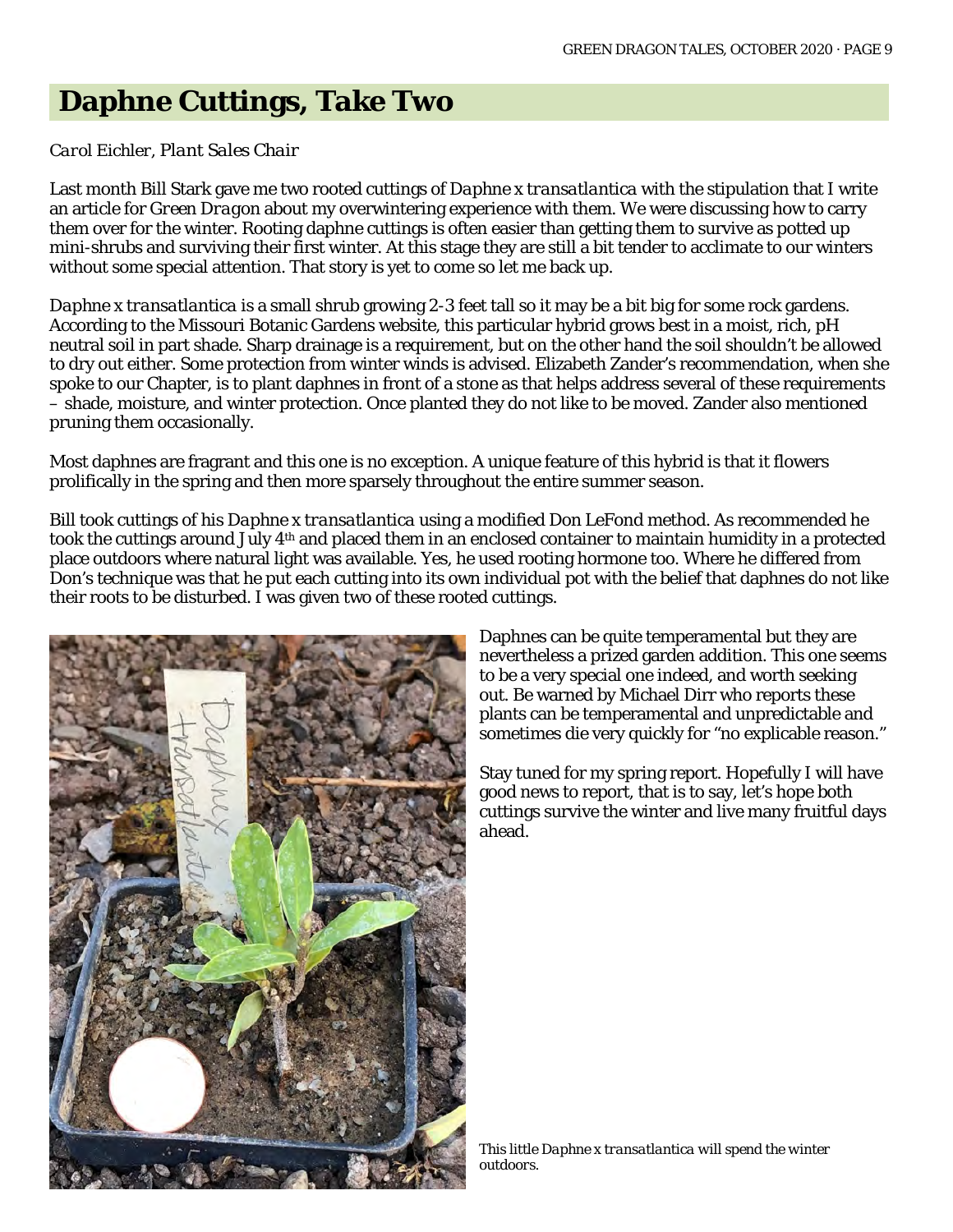# Daphne Cuttings, Take Two

*Carol Eichler, Plant Sales Chair*

Last month Bill Stark gave me two rooted cuttings of *Daphne x transatlantica* with the stipulation that I write an article for *Green Dragon* about my overwintering experience with them. We were discussing how to carry them over for the winter. Rooting daphne cuttings is often easier than getting them to survive as potted up mini-shrubs and surviving their first winter. At this stage they are still a bit tender to acclimate to our winters without some special attention. That story is yet to come so let me back up.

*Daphne x transatlantica* is a small shrub growing 2-3 feet tall so it may be a bit big for some rock gardens. According to the Missouri Botanic Gardens website, this particular hybrid grows best in a moist, rich, pH neutral soil in part shade. Sharp drainage is a requirement, but on the other hand the soil shouldn't be allowed to dry out either. Some protection from winter winds is advised. Elizabeth Zander's recommendation, when she spoke to our Chapter, is to plant daphnes in front of a stone as that helps address several of these requirements – shade, moisture, and winter protection. Once planted they do not like to be moved. Zander also mentioned pruning them occasionally.

Most daphnes are fragrant and this one is no exception. A unique feature of this hybrid is that it flowers prolifically in the spring and then more sparsely throughout the entire summer season.

Bill took cuttings of his *Daphne x transatlantica* using a modified Don LeFond method. As recommended he took the cuttings around July 4th and placed them in an enclosed container to maintain humidity in a protected place outdoors where natural light was available. Yes, he used rooting hormone too. Where he differed from Don's technique was that he put each cutting into its own individual pot with the belief that daphnes do not like their roots to be disturbed. I was given two of these rooted cuttings.

Daphnes can be quite temperamental but they are nevertheless a prized garden addition. This one seems to be a very special one indeed, and worth seeking out. Be warned by Michael Dirr who reports these plants can be temperamental and unpredictable and sometimes die very quickly for "no explicable reason."

Stay tuned for my spring report. Hopefully I will have good news to report, that is to say, let's hope both cuttings survive the winter and live many fruitful days ahead.

*This little Daphne x transatlantica will spend the winter outdoors.*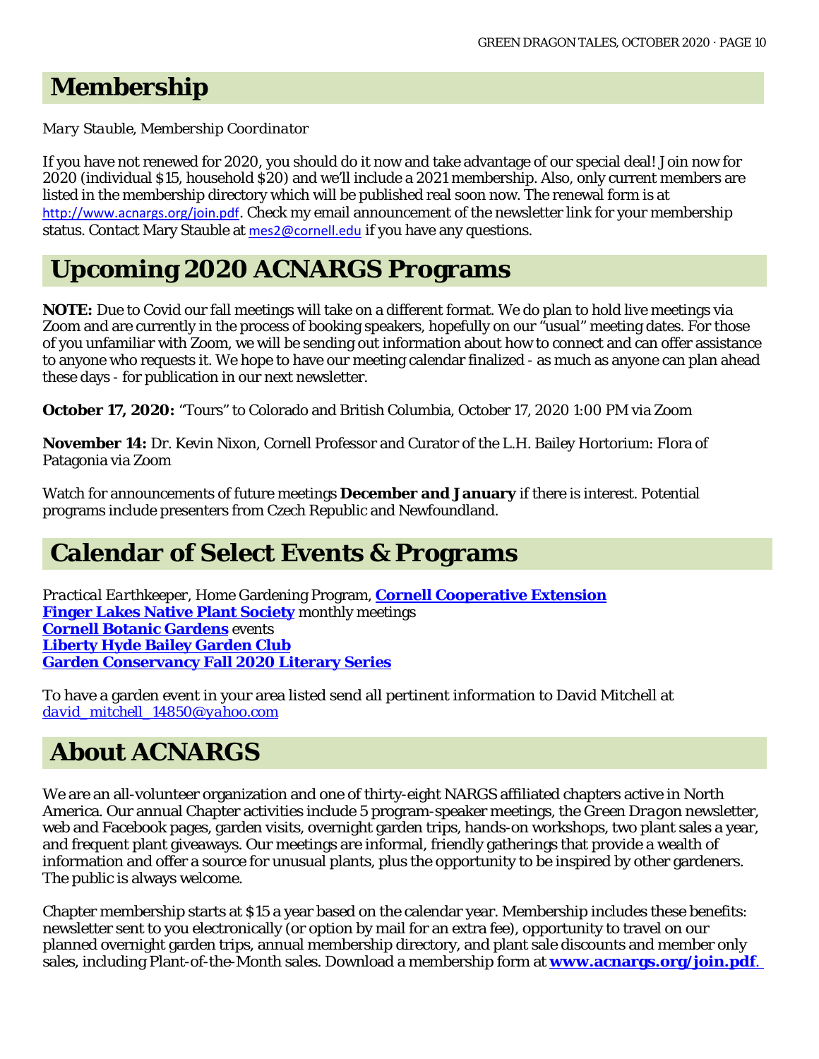# Membership

*Mary Stauble, Membership Coordinator*

If you have not renewed for 2020, you should do it now and take advantage of our special deal! Join now for 2020 (individual $15, household $20) and we'll include a 2021 membership. Also, only current members are listed in the membership directory which will be published real soon now. The renewal form is at http://www.acnargs.org/join.pdf. Check my email announcement of the newsletter link for your membership status. Contact Mary Stauble at mes2@cornell.edu if you have any questions.

# Upcoming 2020 ACNARGS Programs

**NOTE:** Due to Covid our fall meetings will take on a different format. We do plan to hold live meetings via Zoom and are currently in the process of booking speakers, hopefully on our "usual" meeting dates. For those of you unfamiliar with Zoom, we will be sending out information about how to connect and can offer assistance to anyone who requests it. We hope to have our meeting calendar finalized - as much as anyone can plan ahead these days - for publication in our next newsletter.

**October 17, 2020:** "Tours" to Colorado and British Columbia, October 17, 2020 1:00 PM via Zoom

**November 14:** Dr. Kevin Nixon, Cornell Professor and Curator of the L.H. Bailey Hortorium: Flora of Patagonia via Zoom

Watch for announcements of future meetings **December and January** if there is interest. Potential programs include presenters from Czech Republic and Newfoundland.

# Calendar of Select Events & Programs

*Practical Earthkeeper*, Home Gardening Program, **Cornell Cooperative Extension**
**Finger Lakes Native Plant Society** monthly meetings
**Cornell Botanic Gardens** events
**Liberty Hyde Bailey Garden Club**
**Garden Conservancy Fall 2020 Literary Series**

To have a garden event in your area listed send all pertinent information to David Mitchell at *david_mitchell_14850@yahoo.com*

# About ACNARGS

We are an all-volunteer organization and one of thirty-eight NARGS affiliated chapters active in North America. Our annual Chapter activities include 5 program-speaker meetings, the *Green Dragon* newsletter, web and Facebook pages, garden visits, overnight garden trips, hands-on workshops, two plant sales a year, and frequent plant giveaways. Our meetings are informal, friendly gatherings that provide a wealth of information and offer a source for unusual plants, plus the opportunity to be inspired by other gardeners. The public is always welcome.

Chapter membership starts at $15 a year based on the calendar year. Membership includes these benefits: newsletter sent to you electronically (or option by mail for an extra fee), opportunity to travel on our planned overnight garden trips, annual membership directory, and plant sale discounts and member only sales, including Plant-of-the-Month sales. Download a membership form at **www.acnargs.org/join.pdf**.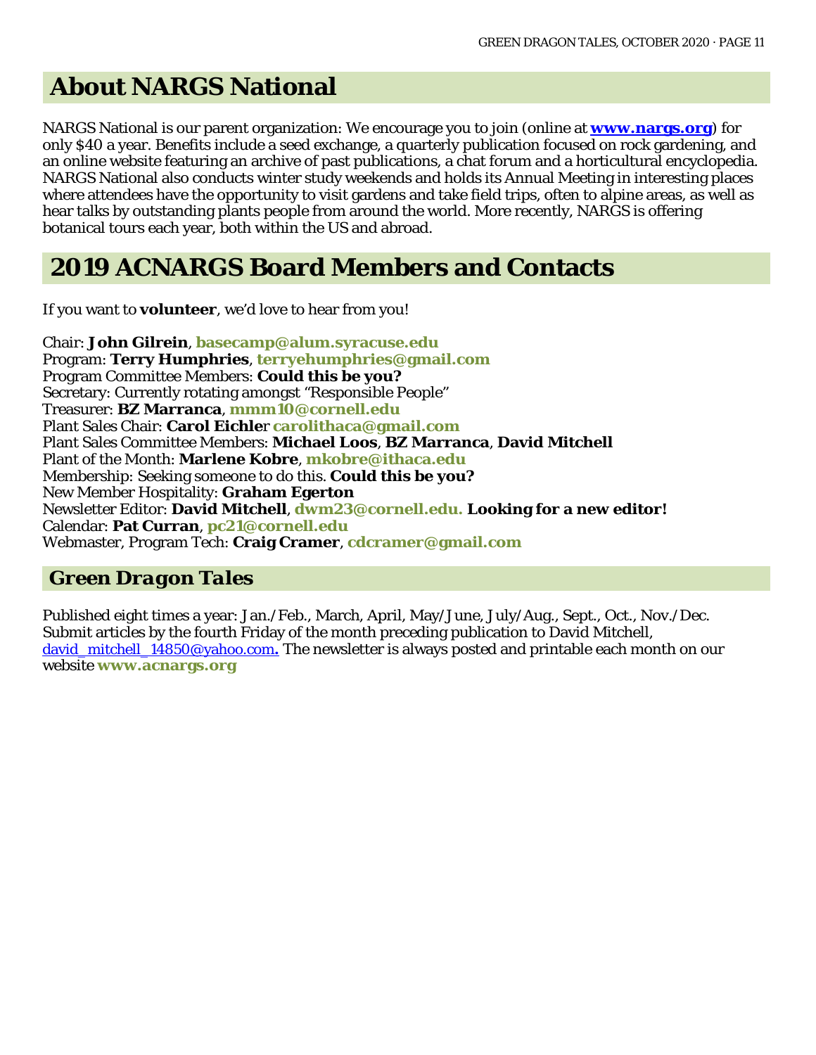## About NARGS National

NARGS National is our parent organization: We encourage you to join (online at **[www.nargs.org](http://www.nargs.org)**) for only $40 a year. Benefits include a seed exchange, a quarterly publication focused on rock gardening, and an online website featuring an archive of past publications, a chat forum and a horticultural encyclopedia. NARGS National also conducts winter study weekends and holds its Annual Meeting in interesting places where attendees have the opportunity to visit gardens and take field trips, often to alpine areas, as well as hear talks by outstanding plants people from around the world. More recently, NARGS is offering botanical tours each year, both within the US and abroad.

## 2019 ACNARGS Board Members and Contacts

If you want to **volunteer**, we'd love to hear from you!

Chair: **John Gilrein**, **basecamp@alum.syracuse.edu**
Program: **Terry Humphries**, **terryehumphries@gmail.com**
Program Committee Members: **Could this be you?**
Secretary: Currently rotating amongst "Responsible People"
Treasurer: **BZ Marranca**, **mmm10@cornell.edu**
Plant Sales Chair: **Carol Eichle**r **carolithaca@gmail.com**
Plant Sales Committee Members: **Michael Loos**, **BZ Marranca**, **David Mitchell**
Plant of the Month: **Marlene Kobre**, **mkobre@ithaca.edu**
Membership: Seeking someone to do this. **Could this be you?**
New Member Hospitality: **Graham Egerton**
Newsletter Editor: **David Mitchell**, **dwm23@cornell.edu. Looking for a new editor!**
Calendar: **Pat Curran**, **pc21@cornell.edu**
Webmaster, Program Tech: **Craig Cramer**, **cdcramer@gmail.com**

### *Green Dragon Tales*

Published eight times a year: Jan./Feb., March, April, May/June, July/Aug., Sept., Oct., Nov./Dec. Submit articles by the fourth Friday of the month preceding publication to David Mitchell, [david_mitchell_14850@yahoo.com](mailto:david_mitchell_14850@yahoo.com)**.** The newsletter is always posted and printable each month on our website **www.acnargs.org**